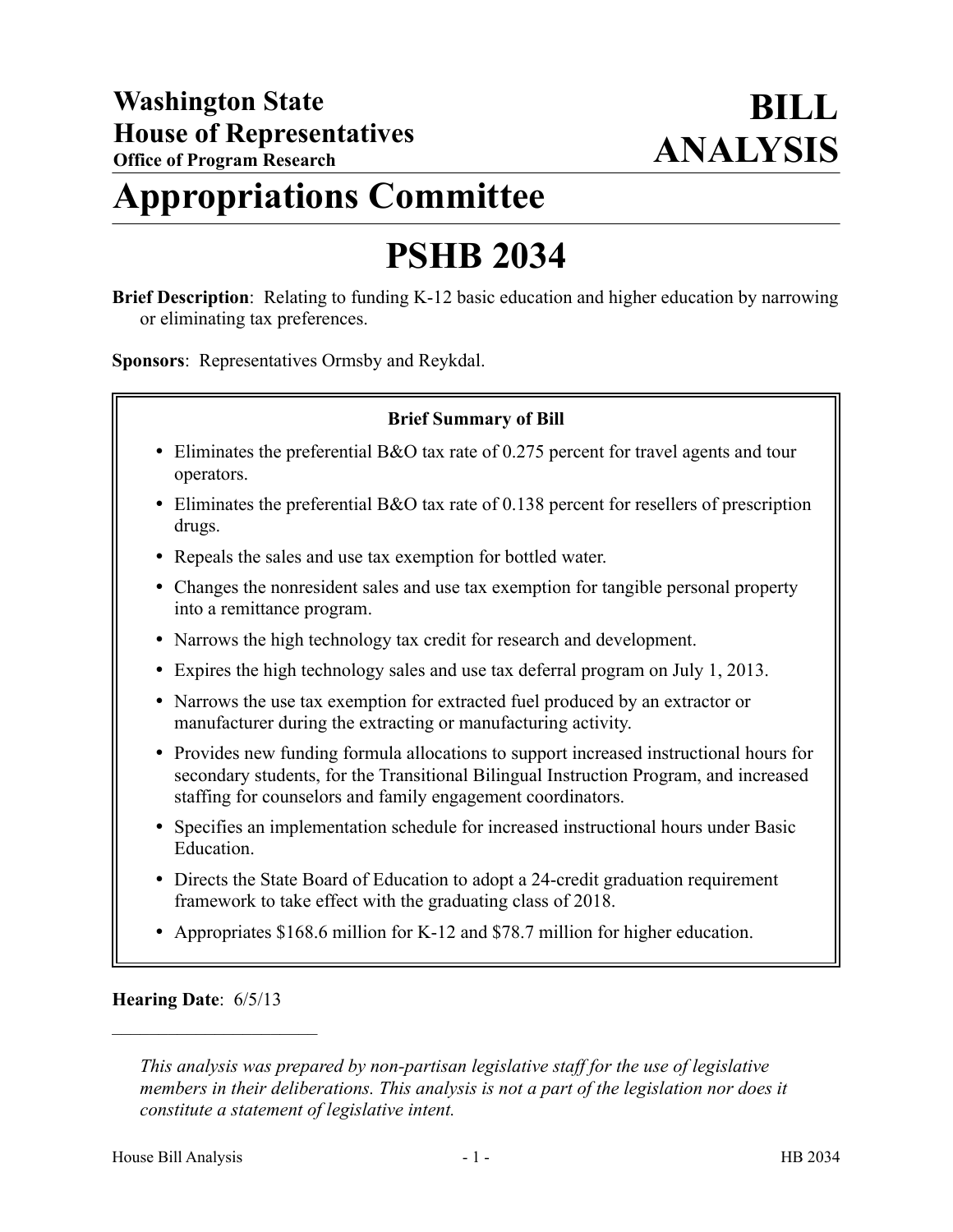**Washington State House of Representatives**
**Office of Program Research**

# BILL ANALYSIS

# Appropriations Committee

# PSHB 2034

**Brief Description**: Relating to funding K-12 basic education and higher education by narrowing or eliminating tax preferences.

**Sponsors**: Representatives Ormsby and Reykdal.

**Brief Summary of Bill**

- Eliminates the preferential B&O tax rate of 0.275 percent for travel agents and tour operators.
- Eliminates the preferential B&O tax rate of 0.138 percent for resellers of prescription drugs.
- Repeals the sales and use tax exemption for bottled water.
- Changes the nonresident sales and use tax exemption for tangible personal property into a remittance program.
- Narrows the high technology tax credit for research and development.
- Expires the high technology sales and use tax deferral program on July 1, 2013.
- Narrows the use tax exemption for extracted fuel produced by an extractor or manufacturer during the extracting or manufacturing activity.
- Provides new funding formula allocations to support increased instructional hours for secondary students, for the Transitional Bilingual Instruction Program, and increased staffing for counselors and family engagement coordinators.
- Specifies an implementation schedule for increased instructional hours under Basic Education.
- Directs the State Board of Education to adopt a 24-credit graduation requirement framework to take effect with the graduating class of 2018.
- Appropriates $168.6 million for K-12 and $78.7 million for higher education.

**Hearing Date**: 6/5/13

---

*This analysis was prepared by non-partisan legislative staff for the use of legislative members in their deliberations. This analysis is not a part of the legislation nor does it constitute a statement of legislative intent.*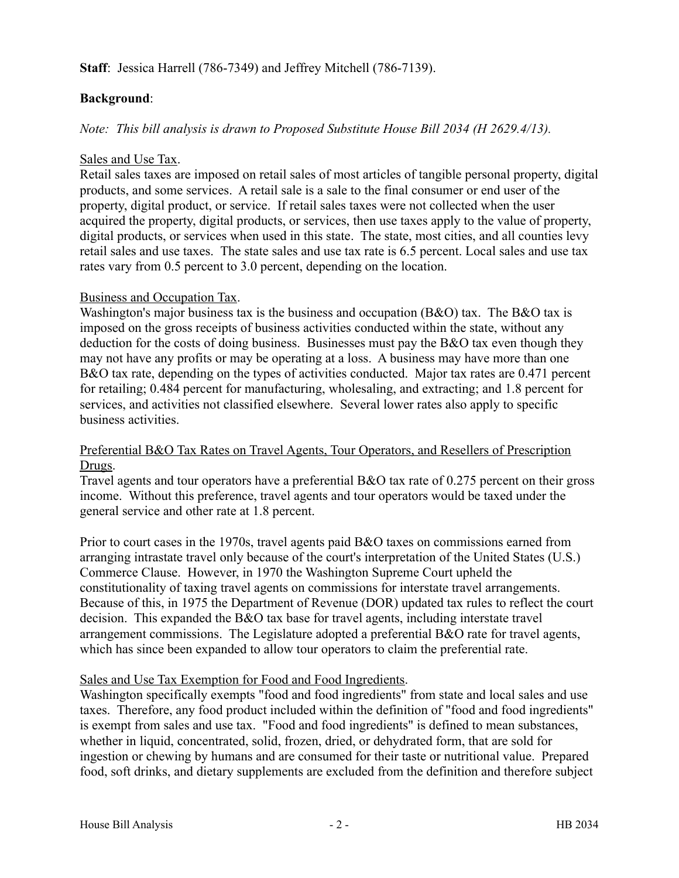**Staff**: Jessica Harrell (786-7349) and Jeffrey Mitchell (786-7139).

**Background**:

*Note: This bill analysis is drawn to Proposed Substitute House Bill 2034 (H 2629.4/13).*

Sales and Use Tax.

Retail sales taxes are imposed on retail sales of most articles of tangible personal property, digital products, and some services. A retail sale is a sale to the final consumer or end user of the property, digital product, or service. If retail sales taxes were not collected when the user acquired the property, digital products, or services, then use taxes apply to the value of property, digital products, or services when used in this state. The state, most cities, and all counties levy retail sales and use taxes. The state sales and use tax rate is 6.5 percent. Local sales and use tax rates vary from 0.5 percent to 3.0 percent, depending on the location.

Business and Occupation Tax.

Washington's major business tax is the business and occupation (B&O) tax. The B&O tax is imposed on the gross receipts of business activities conducted within the state, without any deduction for the costs of doing business. Businesses must pay the B&O tax even though they may not have any profits or may be operating at a loss. A business may have more than one B&O tax rate, depending on the types of activities conducted. Major tax rates are 0.471 percent for retailing; 0.484 percent for manufacturing, wholesaling, and extracting; and 1.8 percent for services, and activities not classified elsewhere. Several lower rates also apply to specific business activities.

Preferential B&O Tax Rates on Travel Agents, Tour Operators, and Resellers of Prescription Drugs.

Travel agents and tour operators have a preferential B&O tax rate of 0.275 percent on their gross income. Without this preference, travel agents and tour operators would be taxed under the general service and other rate at 1.8 percent.

Prior to court cases in the 1970s, travel agents paid B&O taxes on commissions earned from arranging intrastate travel only because of the court's interpretation of the United States (U.S.) Commerce Clause. However, in 1970 the Washington Supreme Court upheld the constitutionality of taxing travel agents on commissions for interstate travel arrangements. Because of this, in 1975 the Department of Revenue (DOR) updated tax rules to reflect the court decision. This expanded the B&O tax base for travel agents, including interstate travel arrangement commissions. The Legislature adopted a preferential B&O rate for travel agents, which has since been expanded to allow tour operators to claim the preferential rate.

Sales and Use Tax Exemption for Food and Food Ingredients.

Washington specifically exempts "food and food ingredients" from state and local sales and use taxes. Therefore, any food product included within the definition of "food and food ingredients" is exempt from sales and use tax. "Food and food ingredients" is defined to mean substances, whether in liquid, concentrated, solid, frozen, dried, or dehydrated form, that are sold for ingestion or chewing by humans and are consumed for their taste or nutritional value. Prepared food, soft drinks, and dietary supplements are excluded from the definition and therefore subject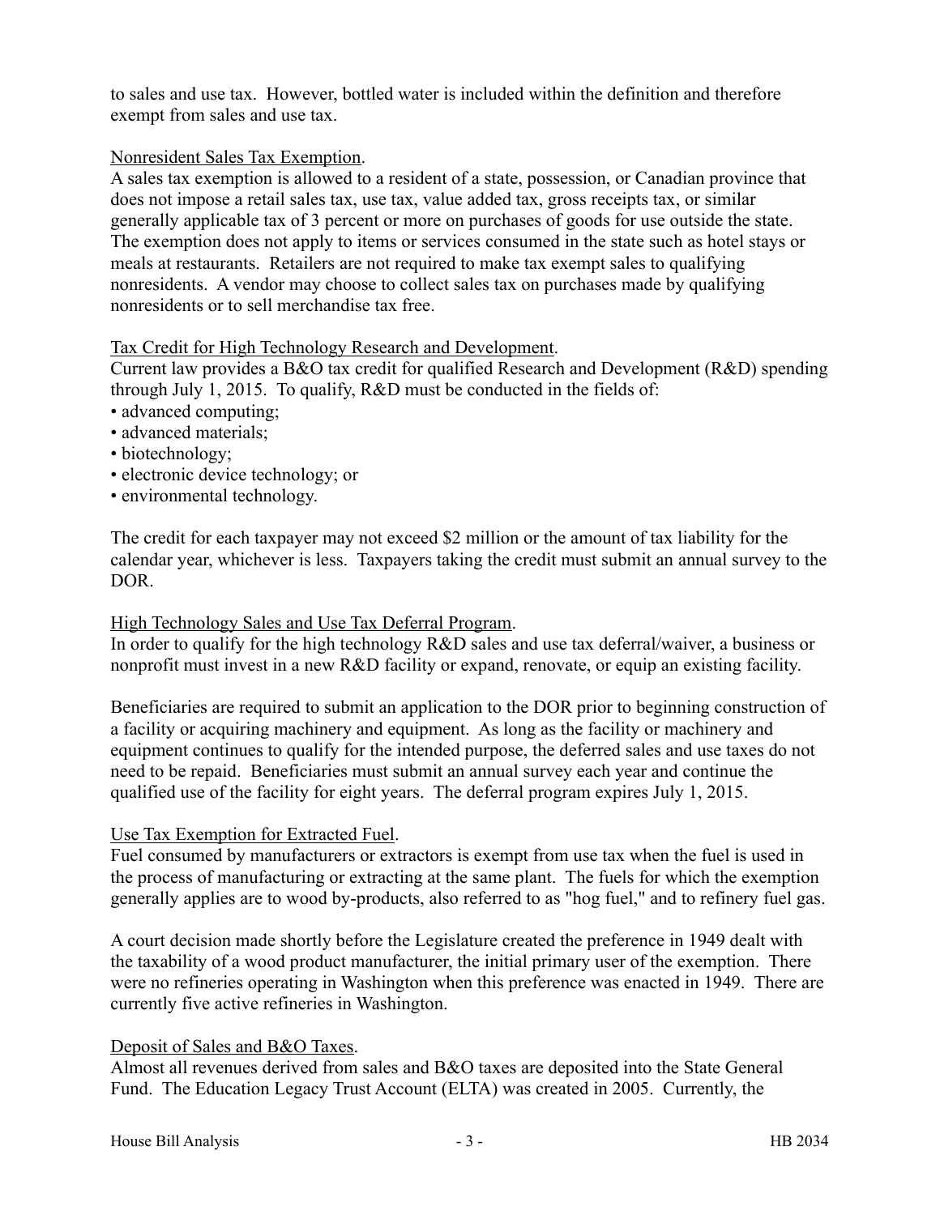to sales and use tax. However, bottled water is included within the definition and therefore exempt from sales and use tax.

Nonresident Sales Tax Exemption.

A sales tax exemption is allowed to a resident of a state, possession, or Canadian province that does not impose a retail sales tax, use tax, value added tax, gross receipts tax, or similar generally applicable tax of 3 percent or more on purchases of goods for use outside the state. The exemption does not apply to items or services consumed in the state such as hotel stays or meals at restaurants. Retailers are not required to make tax exempt sales to qualifying nonresidents. A vendor may choose to collect sales tax on purchases made by qualifying nonresidents or to sell merchandise tax free.

Tax Credit for High Technology Research and Development.

Current law provides a B&O tax credit for qualified Research and Development (R&D) spending through July 1, 2015. To qualify, R&D must be conducted in the fields of:

- advanced computing;
- advanced materials;
- biotechnology;
- electronic device technology; or
- environmental technology.

The credit for each taxpayer may not exceed $2 million or the amount of tax liability for the calendar year, whichever is less. Taxpayers taking the credit must submit an annual survey to the DOR.

High Technology Sales and Use Tax Deferral Program.

In order to qualify for the high technology R&D sales and use tax deferral/waiver, a business or nonprofit must invest in a new R&D facility or expand, renovate, or equip an existing facility.

Beneficiaries are required to submit an application to the DOR prior to beginning construction of a facility or acquiring machinery and equipment. As long as the facility or machinery and equipment continues to qualify for the intended purpose, the deferred sales and use taxes do not need to be repaid. Beneficiaries must submit an annual survey each year and continue the qualified use of the facility for eight years. The deferral program expires July 1, 2015.

Use Tax Exemption for Extracted Fuel.

Fuel consumed by manufacturers or extractors is exempt from use tax when the fuel is used in the process of manufacturing or extracting at the same plant. The fuels for which the exemption generally applies are to wood by-products, also referred to as "hog fuel," and to refinery fuel gas.

A court decision made shortly before the Legislature created the preference in 1949 dealt with the taxability of a wood product manufacturer, the initial primary user of the exemption. There were no refineries operating in Washington when this preference was enacted in 1949. There are currently five active refineries in Washington.

Deposit of Sales and B&O Taxes.

Almost all revenues derived from sales and B&O taxes are deposited into the State General Fund. The Education Legacy Trust Account (ELTA) was created in 2005. Currently, the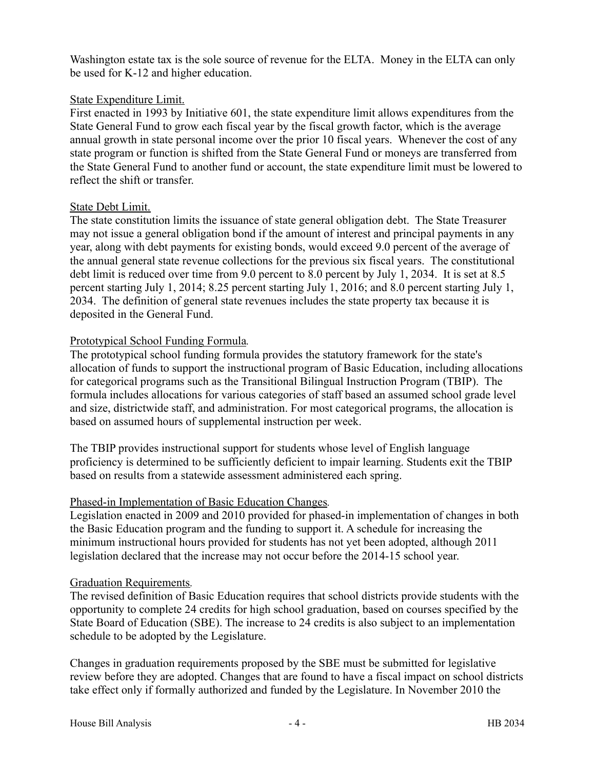Washington estate tax is the sole source of revenue for the ELTA. Money in the ELTA can only be used for K-12 and higher education.

State Expenditure Limit.

First enacted in 1993 by Initiative 601, the state expenditure limit allows expenditures from the State General Fund to grow each fiscal year by the fiscal growth factor, which is the average annual growth in state personal income over the prior 10 fiscal years. Whenever the cost of any state program or function is shifted from the State General Fund or moneys are transferred from the State General Fund to another fund or account, the state expenditure limit must be lowered to reflect the shift or transfer.

State Debt Limit.

The state constitution limits the issuance of state general obligation debt. The State Treasurer may not issue a general obligation bond if the amount of interest and principal payments in any year, along with debt payments for existing bonds, would exceed 9.0 percent of the average of the annual general state revenue collections for the previous six fiscal years. The constitutional debt limit is reduced over time from 9.0 percent to 8.0 percent by July 1, 2034. It is set at 8.5 percent starting July 1, 2014; 8.25 percent starting July 1, 2016; and 8.0 percent starting July 1, 2034. The definition of general state revenues includes the state property tax because it is deposited in the General Fund.

Prototypical School Funding Formula.

The prototypical school funding formula provides the statutory framework for the state's allocation of funds to support the instructional program of Basic Education, including allocations for categorical programs such as the Transitional Bilingual Instruction Program (TBIP). The formula includes allocations for various categories of staff based an assumed school grade level and size, districtwide staff, and administration. For most categorical programs, the allocation is based on assumed hours of supplemental instruction per week.

The TBIP provides instructional support for students whose level of English language proficiency is determined to be sufficiently deficient to impair learning. Students exit the TBIP based on results from a statewide assessment administered each spring.

Phased-in Implementation of Basic Education Changes.

Legislation enacted in 2009 and 2010 provided for phased-in implementation of changes in both the Basic Education program and the funding to support it. A schedule for increasing the minimum instructional hours provided for students has not yet been adopted, although 2011 legislation declared that the increase may not occur before the 2014-15 school year.

Graduation Requirements.

The revised definition of Basic Education requires that school districts provide students with the opportunity to complete 24 credits for high school graduation, based on courses specified by the State Board of Education (SBE). The increase to 24 credits is also subject to an implementation schedule to be adopted by the Legislature.

Changes in graduation requirements proposed by the SBE must be submitted for legislative review before they are adopted. Changes that are found to have a fiscal impact on school districts take effect only if formally authorized and funded by the Legislature. In November 2010 the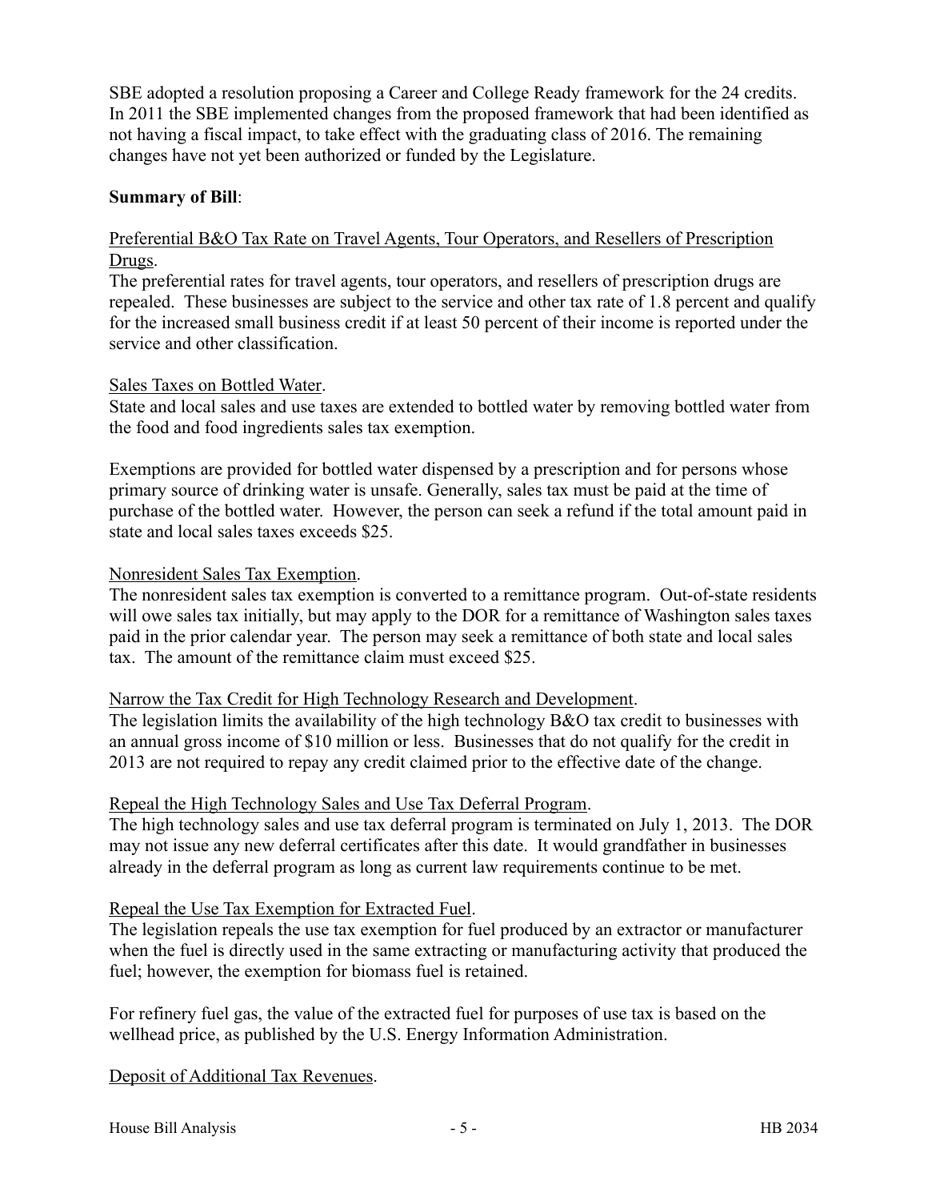SBE adopted a resolution proposing a Career and College Ready framework for the 24 credits. In 2011 the SBE implemented changes from the proposed framework that had been identified as not having a fiscal impact, to take effect with the graduating class of 2016. The remaining changes have not yet been authorized or funded by the Legislature.

**Summary of Bill**:

Preferential B&O Tax Rate on Travel Agents, Tour Operators, and Resellers of Prescription Drugs.

The preferential rates for travel agents, tour operators, and resellers of prescription drugs are repealed. These businesses are subject to the service and other tax rate of 1.8 percent and qualify for the increased small business credit if at least 50 percent of their income is reported under the service and other classification.

Sales Taxes on Bottled Water.

State and local sales and use taxes are extended to bottled water by removing bottled water from the food and food ingredients sales tax exemption.

Exemptions are provided for bottled water dispensed by a prescription and for persons whose primary source of drinking water is unsafe. Generally, sales tax must be paid at the time of purchase of the bottled water. However, the person can seek a refund if the total amount paid in state and local sales taxes exceeds $25.

Nonresident Sales Tax Exemption.

The nonresident sales tax exemption is converted to a remittance program. Out-of-state residents will owe sales tax initially, but may apply to the DOR for a remittance of Washington sales taxes paid in the prior calendar year. The person may seek a remittance of both state and local sales tax. The amount of the remittance claim must exceed $25.

Narrow the Tax Credit for High Technology Research and Development.

The legislation limits the availability of the high technology B&O tax credit to businesses with an annual gross income of $10 million or less. Businesses that do not qualify for the credit in 2013 are not required to repay any credit claimed prior to the effective date of the change.

Repeal the High Technology Sales and Use Tax Deferral Program.

The high technology sales and use tax deferral program is terminated on July 1, 2013. The DOR may not issue any new deferral certificates after this date. It would grandfather in businesses already in the deferral program as long as current law requirements continue to be met.

Repeal the Use Tax Exemption for Extracted Fuel.

The legislation repeals the use tax exemption for fuel produced by an extractor or manufacturer when the fuel is directly used in the same extracting or manufacturing activity that produced the fuel; however, the exemption for biomass fuel is retained.

For refinery fuel gas, the value of the extracted fuel for purposes of use tax is based on the wellhead price, as published by the U.S. Energy Information Administration.

Deposit of Additional Tax Revenues.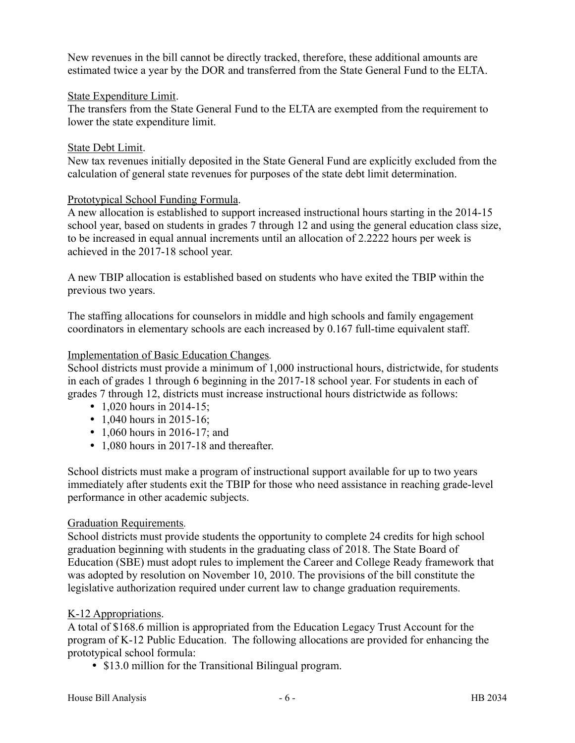New revenues in the bill cannot be directly tracked, therefore, these additional amounts are estimated twice a year by the DOR and transferred from the State General Fund to the ELTA.

<u>State Expenditure Limit</u>.
The transfers from the State General Fund to the ELTA are exempted from the requirement to lower the state expenditure limit.

<u>State Debt Limit</u>.
New tax revenues initially deposited in the State General Fund are explicitly excluded from the calculation of general state revenues for purposes of the state debt limit determination.

<u>Prototypical School Funding Formula</u>.
A new allocation is established to support increased instructional hours starting in the 2014-15 school year, based on students in grades 7 through 12 and using the general education class size, to be increased in equal annual increments until an allocation of 2.2222 hours per week is achieved in the 2017-18 school year.

A new TBIP allocation is established based on students who have exited the TBIP within the previous two years.

The staffing allocations for counselors in middle and high schools and family engagement coordinators in elementary schools are each increased by 0.167 full-time equivalent staff.

<u>Implementation of Basic Education Changes</u>.
School districts must provide a minimum of 1,000 instructional hours, districtwide, for students in each of grades 1 through 6 beginning in the 2017-18 school year. For students in each of grades 7 through 12, districts must increase instructional hours districtwide as follows:

- 1,020 hours in 2014-15;
- 1,040 hours in 2015-16;
- 1,060 hours in 2016-17; and
- 1,080 hours in 2017-18 and thereafter.

School districts must make a program of instructional support available for up to two years immediately after students exit the TBIP for those who need assistance in reaching grade-level performance in other academic subjects.

<u>Graduation Requirements</u>.
School districts must provide students the opportunity to complete 24 credits for high school graduation beginning with students in the graduating class of 2018. The State Board of Education (SBE) must adopt rules to implement the Career and College Ready framework that was adopted by resolution on November 10, 2010. The provisions of the bill constitute the legislative authorization required under current law to change graduation requirements.

<u>K-12 Appropriations</u>.
A total of $168.6 million is appropriated from the Education Legacy Trust Account for the program of K-12 Public Education. The following allocations are provided for enhancing the prototypical school formula:

- $13.0 million for the Transitional Bilingual program.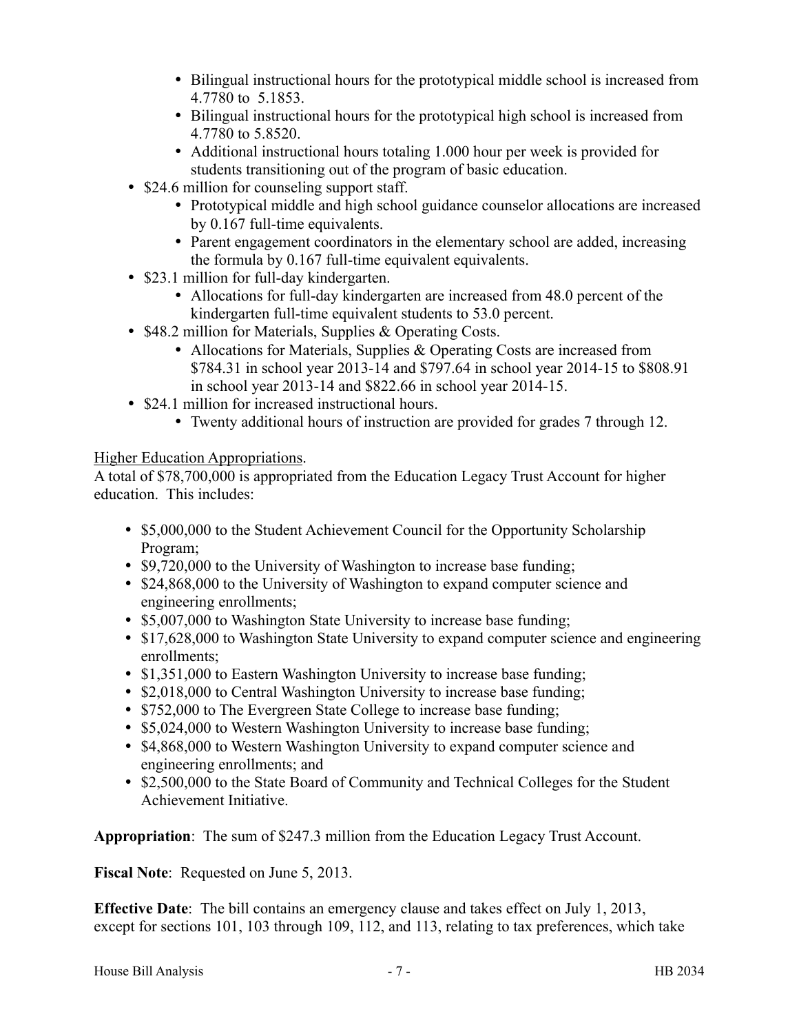- Bilingual instructional hours for the prototypical middle school is increased from 4.7780 to  5.1853.
    - Bilingual instructional hours for the prototypical high school is increased from 4.7780 to 5.8520.
    - Additional instructional hours totaling 1.000 hour per week is provided for students transitioning out of the program of basic education.
- $24.6 million for counseling support staff.
    - Prototypical middle and high school guidance counselor allocations are increased by 0.167 full-time equivalents.
    - Parent engagement coordinators in the elementary school are added, increasing the formula by 0.167 full-time equivalent equivalents.
- $23.1 million for full-day kindergarten.
    - Allocations for full-day kindergarten are increased from 48.0 percent of the kindergarten full-time equivalent students to 53.0 percent.
- $48.2 million for Materials, Supplies & Operating Costs.
    - Allocations for Materials, Supplies & Operating Costs are increased from $784.31 in school year 2013-14 and $797.64 in school year 2014-15 to $808.91 in school year 2013-14 and $822.66 in school year 2014-15.
- $24.1 million for increased instructional hours.
    - Twenty additional hours of instruction are provided for grades 7 through 12.

Higher Education Appropriations.
A total of $78,700,000 is appropriated from the Education Legacy Trust Account for higher education.  This includes:

- $5,000,000 to the Student Achievement Council for the Opportunity Scholarship Program;
- $9,720,000 to the University of Washington to increase base funding;
- $24,868,000 to the University of Washington to expand computer science and engineering enrollments;
- $5,007,000 to Washington State University to increase base funding;
- $17,628,000 to Washington State University to expand computer science and engineering enrollments;
- $1,351,000 to Eastern Washington University to increase base funding;
- $2,018,000 to Central Washington University to increase base funding;
- $752,000 to The Evergreen State College to increase base funding;
- $5,024,000 to Western Washington University to increase base funding;
- $4,868,000 to Western Washington University to expand computer science and engineering enrollments; and
- $2,500,000 to the State Board of Community and Technical Colleges for the Student Achievement Initiative.

**Appropriation**:  The sum of $247.3 million from the Education Legacy Trust Account.

**Fiscal Note**:  Requested on June 5, 2013.

**Effective Date**:  The bill contains an emergency clause and takes effect on July 1, 2013, except for sections 101, 103 through 109, 112, and 113, relating to tax preferences, which take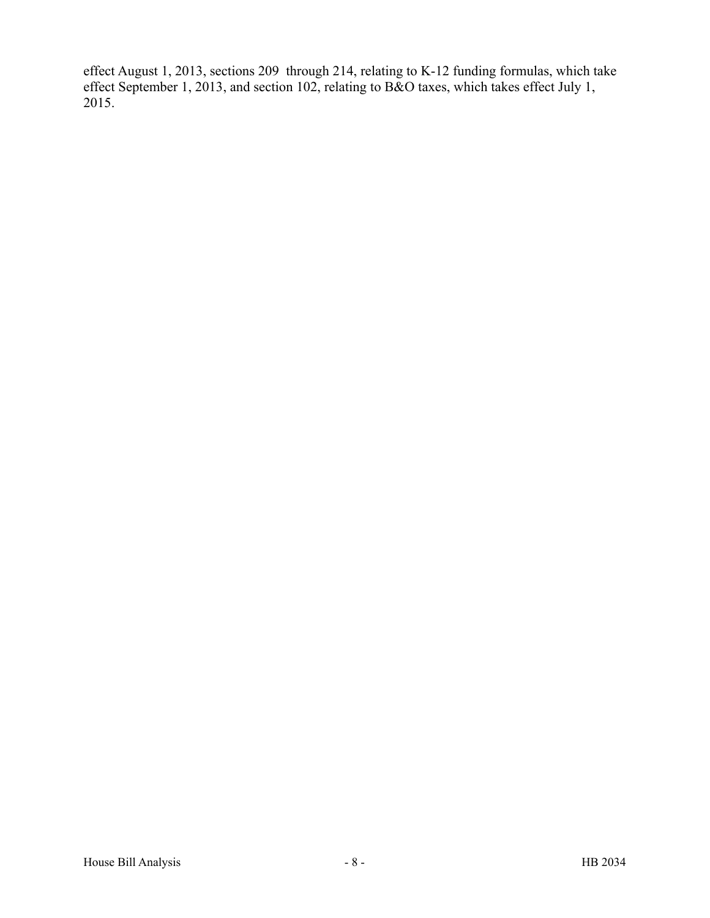effect August 1, 2013, sections 209 through 214, relating to K-12 funding formulas, which take effect September 1, 2013, and section 102, relating to B&O taxes, which takes effect July 1, 2015.